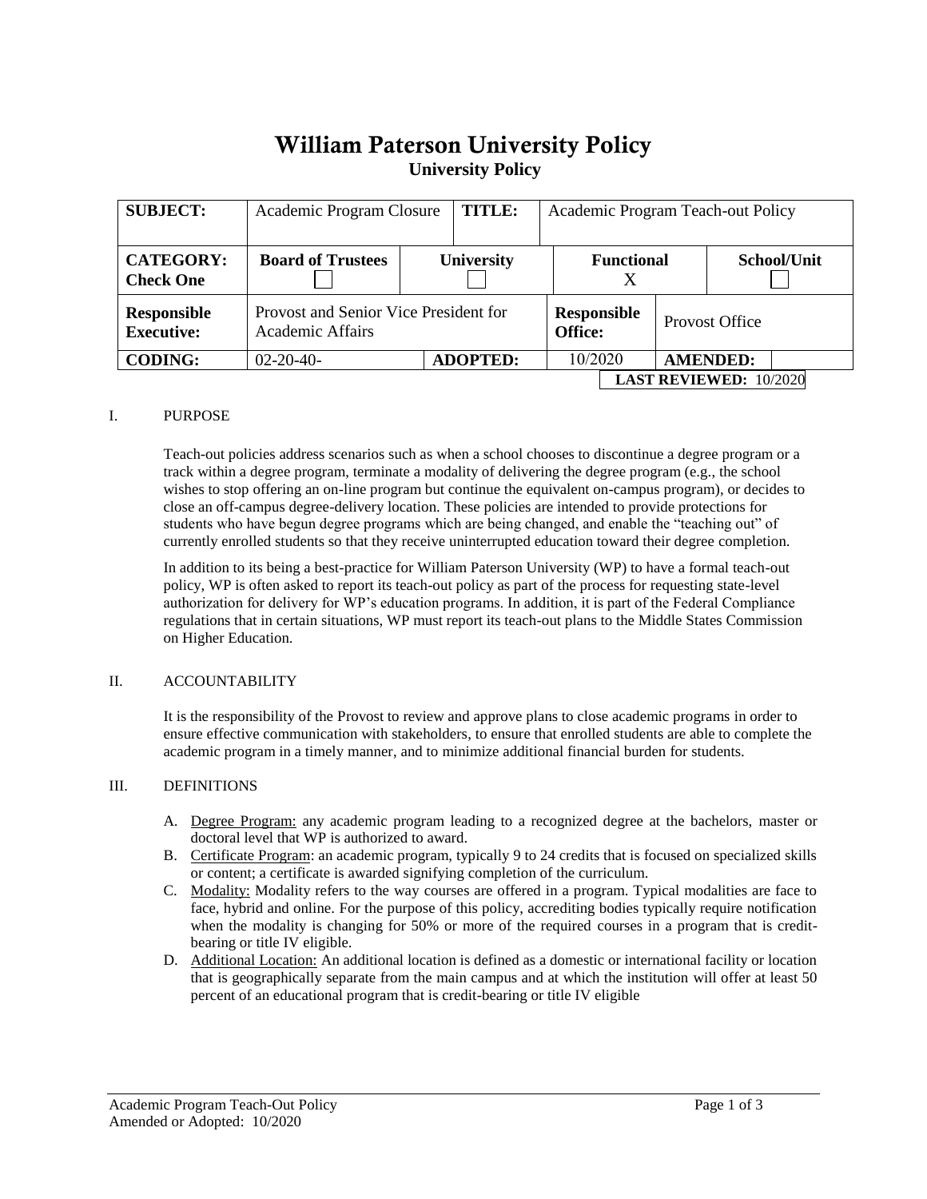# William Paterson University Policy

## University Policy

| **SUBJECT:** | Academic Program Closure | | **TITLE:** | Academic Program Teach-out Policy | | |
|---|---|---|---|---|---|---|
| **CATEGORY: Check One** | **Board of Trustees** ☐ | **University** ☐ | | **Functional** X | | **School/Unit** ☐ |
| **Responsible Executive:** | Provost and Senior Vice President for Academic Affairs | | | **Responsible Office:** | Provost Office | |
| **CODING:** | 02-20-40- | **ADOPTED:** | | 10/2020 | **AMENDED:** | |
| | | | | | **LAST REVIEWED:** 10/2020 | |

I. PURPOSE

Teach-out policies address scenarios such as when a school chooses to discontinue a degree program or a track within a degree program, terminate a modality of delivering the degree program (e.g., the school wishes to stop offering an on-line program but continue the equivalent on-campus program), or decides to close an off-campus degree-delivery location. These policies are intended to provide protections for students who have begun degree programs which are being changed, and enable the "teaching out" of currently enrolled students so that they receive uninterrupted education toward their degree completion.

In addition to its being a best-practice for William Paterson University (WP) to have a formal teach-out policy, WP is often asked to report its teach-out policy as part of the process for requesting state-level authorization for delivery for WP's education programs. In addition, it is part of the Federal Compliance regulations that in certain situations, WP must report its teach-out plans to the Middle States Commission on Higher Education.

II. ACCOUNTABILITY

It is the responsibility of the Provost to review and approve plans to close academic programs in order to ensure effective communication with stakeholders, to ensure that enrolled students are able to complete the academic program in a timely manner, and to minimize additional financial burden for students.

III. DEFINITIONS

A. Degree Program: any academic program leading to a recognized degree at the bachelors, master or doctoral level that WP is authorized to award.
B. Certificate Program: an academic program, typically 9 to 24 credits that is focused on specialized skills or content; a certificate is awarded signifying completion of the curriculum.
C. Modality: Modality refers to the way courses are offered in a program. Typical modalities are face to face, hybrid and online. For the purpose of this policy, accrediting bodies typically require notification when the modality is changing for 50% or more of the required courses in a program that is credit-bearing or title IV eligible.
D. Additional Location: An additional location is defined as a domestic or international facility or location that is geographically separate from the main campus and at which the institution will offer at least 50 percent of an educational program that is credit-bearing or title IV eligible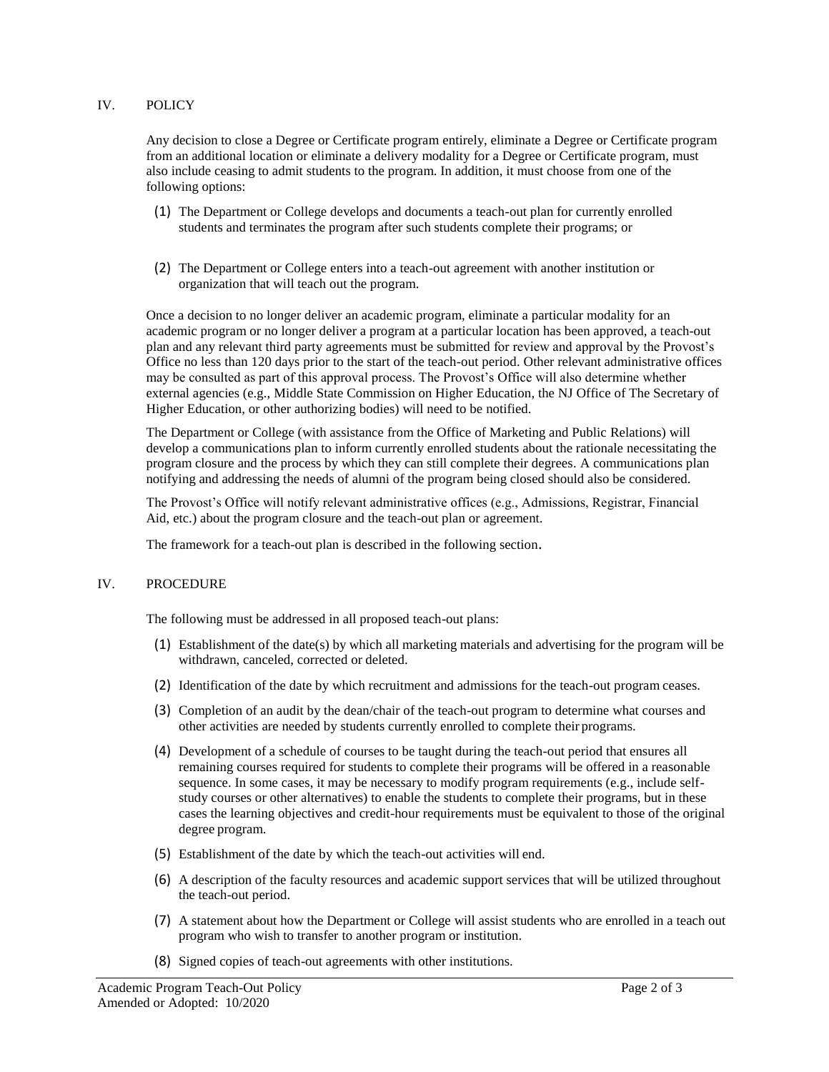## IV. POLICY

Any decision to close a Degree or Certificate program entirely, eliminate a Degree or Certificate program from an additional location or eliminate a delivery modality for a Degree or Certificate program, must also include ceasing to admit students to the program. In addition, it must choose from one of the following options:

(1) The Department or College develops and documents a teach-out plan for currently enrolled students and terminates the program after such students complete their programs; or

(2) The Department or College enters into a teach-out agreement with another institution or organization that will teach out the program.

Once a decision to no longer deliver an academic program, eliminate a particular modality for an academic program or no longer deliver a program at a particular location has been approved, a teach-out plan and any relevant third party agreements must be submitted for review and approval by the Provost's Office no less than 120 days prior to the start of the teach-out period. Other relevant administrative offices may be consulted as part of this approval process. The Provost's Office will also determine whether external agencies (e.g., Middle State Commission on Higher Education, the NJ Office of The Secretary of Higher Education, or other authorizing bodies) will need to be notified.

The Department or College (with assistance from the Office of Marketing and Public Relations) will develop a communications plan to inform currently enrolled students about the rationale necessitating the program closure and the process by which they can still complete their degrees. A communications plan notifying and addressing the needs of alumni of the program being closed should also be considered.

The Provost's Office will notify relevant administrative offices (e.g., Admissions, Registrar, Financial Aid, etc.) about the program closure and the teach-out plan or agreement.

The framework for a teach-out plan is described in the following section.

## IV. PROCEDURE

The following must be addressed in all proposed teach-out plans:

(1) Establishment of the date(s) by which all marketing materials and advertising for the program will be withdrawn, canceled, corrected or deleted.

(2) Identification of the date by which recruitment and admissions for the teach-out program ceases.

(3) Completion of an audit by the dean/chair of the teach-out program to determine what courses and other activities are needed by students currently enrolled to complete their programs.

(4) Development of a schedule of courses to be taught during the teach-out period that ensures all remaining courses required for students to complete their programs will be offered in a reasonable sequence. In some cases, it may be necessary to modify program requirements (e.g., include self-study courses or other alternatives) to enable the students to complete their programs, but in these cases the learning objectives and credit-hour requirements must be equivalent to those of the original degree program.

(5) Establishment of the date by which the teach-out activities will end.

(6) A description of the faculty resources and academic support services that will be utilized throughout the teach-out period.

(7) A statement about how the Department or College will assist students who are enrolled in a teach out program who wish to transfer to another program or institution.

(8) Signed copies of teach-out agreements with other institutions.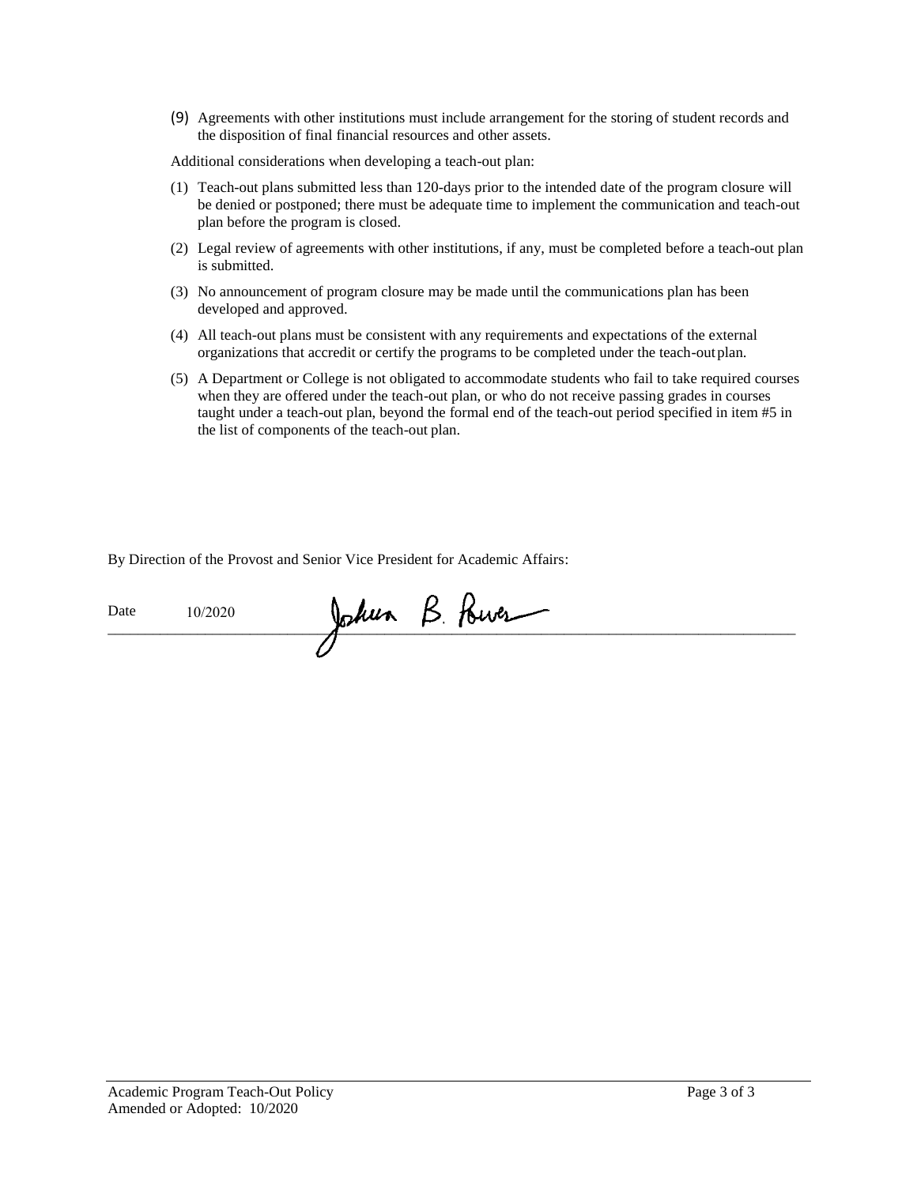(9) Agreements with other institutions must include arrangement for the storing of student records and the disposition of final financial resources and other assets.

Additional considerations when developing a teach-out plan:

(1) Teach-out plans submitted less than 120-days prior to the intended date of the program closure will be denied or postponed; there must be adequate time to implement the communication and teach-out plan before the program is closed.

(2) Legal review of agreements with other institutions, if any, must be completed before a teach-out plan is submitted.

(3) No announcement of program closure may be made until the communications plan has been developed and approved.

(4) All teach-out plans must be consistent with any requirements and expectations of the external organizations that accredit or certify the programs to be completed under the teach-out plan.

(5) A Department or College is not obligated to accommodate students who fail to take required courses when they are offered under the teach-out plan, or who do not receive passing grades in courses taught under a teach-out plan, beyond the formal end of the teach-out period specified in item #5 in the list of components of the teach-out plan.

By Direction of the Provost and Senior Vice President for Academic Affairs:

Date 10/2020 Joshua B. Powers